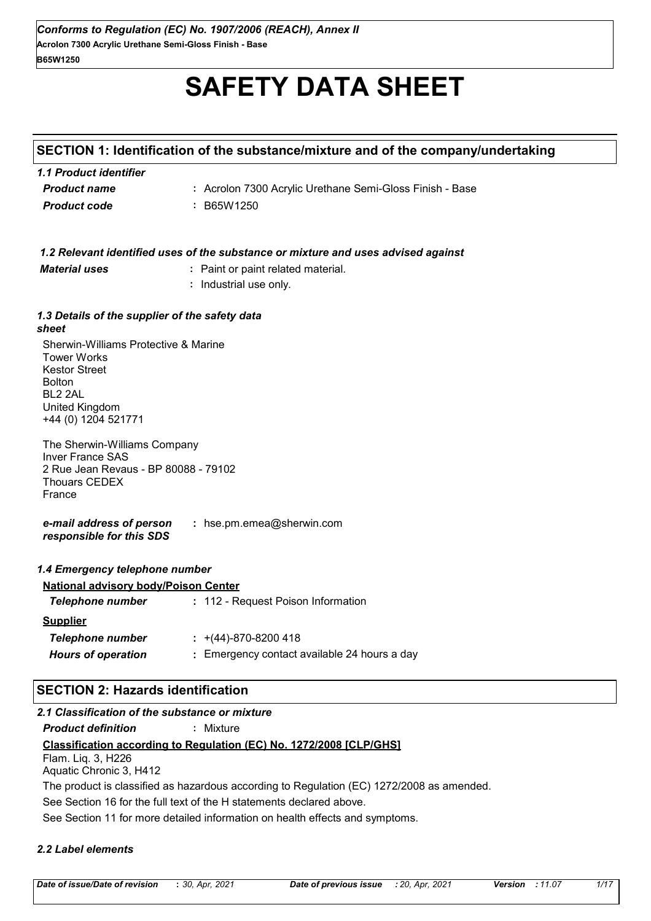*Conforms to Regulation (EC) No. 1907/2006 (REACH), Annex II*
**Acrolon 7300 Acrylic Urethane Semi-Gloss Finish - Base**
**B65W1250**

# SAFETY DATA SHEET

## SECTION 1: Identification of the substance/mixture and of the company/undertaking

### *1.1 Product identifier*

| | |
|---|---|
| ***Product name*** | : Acrolon 7300 Acrylic Urethane Semi-Gloss Finish - Base |
| ***Product code*** | : B65W1250 |

### *1.2 Relevant identified uses of the substance or mixture and uses advised against*

***Material uses*** : Paint or paint related material.
: Industrial use only.

### *1.3 Details of the supplier of the safety data sheet*

Sherwin-Williams Protective & Marine
Tower Works
Kestor Street
Bolton
BL2 2AL
United Kingdom
+44 (0) 1204 521771

The Sherwin-Williams Company
Inver France SAS
2 Rue Jean Revaus - BP 80088 - 79102
Thouars CEDEX
France

***e-mail address of person responsible for this SDS*** : hse.pm.emea@sherwin.com

### *1.4 Emergency telephone number*

**National advisory body/Poison Center**

***Telephone number*** : 112 - Request Poison Information

**Supplier**

***Telephone number*** : +(44)-870-8200 418

***Hours of operation*** : Emergency contact available 24 hours a day

## SECTION 2: Hazards identification

### *2.1 Classification of the substance or mixture*

***Product definition*** : Mixture

**Classification according to Regulation (EC) No. 1272/2008 [CLP/GHS]**

Flam. Liq. 3, H226
Aquatic Chronic 3, H412

The product is classified as hazardous according to Regulation (EC) 1272/2008 as amended.

See Section 16 for the full text of the H statements declared above.

See Section 11 for more detailed information on health effects and symptoms.

### *2.2 Label elements*

*Date of issue/Date of revision* : 30, Apr, 2021 *Date of previous issue* : 20, Apr, 2021 *Version* : 11.07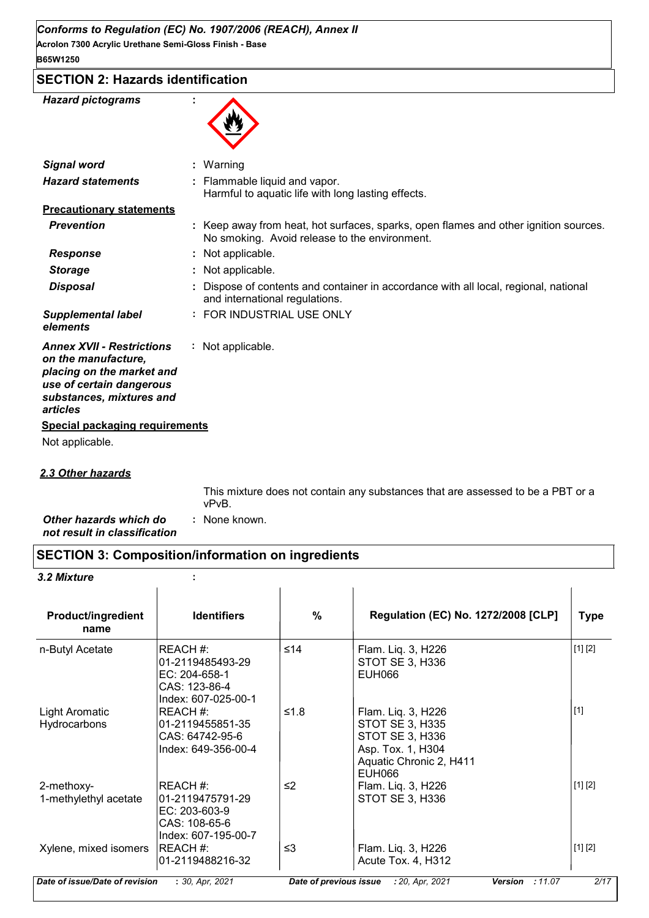## SECTION 2: Hazards identification

***Hazard pictograms*** :

***Signal word*** : Warning

***Hazard statements*** : Flammable liquid and vapor.
Harmful to aquatic life with long lasting effects.

**Precautionary statements**

***Prevention*** : Keep away from heat, hot surfaces, sparks, open flames and other ignition sources. No smoking. Avoid release to the environment.

***Response*** : Not applicable.

***Storage*** : Not applicable.

***Disposal*** : Dispose of contents and container in accordance with all local, regional, national and international regulations.

***Supplemental label elements*** : FOR INDUSTRIAL USE ONLY

***Annex XVII - Restrictions on the manufacture, placing on the market and use of certain dangerous substances, mixtures and articles*** : Not applicable.

**Special packaging requirements**

Not applicable.

***2.3 Other hazards***

This mixture does not contain any substances that are assessed to be a PBT or a vPvB.

***Other hazards which do not result in classification*** : None known.

## SECTION 3: Composition/information on ingredients

***3.2 Mixture*** :

| Product/ingredient name | Identifiers | % | Regulation (EC) No. 1272/2008 [CLP] | Type |
|---|---|---|---|---|
| n-Butyl Acetate | REACH #: 01-2119485493-29<br>EC: 204-658-1<br>CAS: 123-86-4<br>Index: 607-025-00-1 | ≤14 | Flam. Liq. 3, H226<br>STOT SE 3, H336<br>EUH066 | [1] [2] |
| Light Aromatic Hydrocarbons | REACH #: 01-2119455851-35<br>CAS: 64742-95-6<br>Index: 649-356-00-4 | ≤1.8 | Flam. Liq. 3, H226<br>STOT SE 3, H335<br>STOT SE 3, H336<br>Asp. Tox. 1, H304<br>Aquatic Chronic 2, H411<br>EUH066 | [1] |
| 2-methoxy-1-methylethyl acetate | REACH #: 01-2119475791-29<br>EC: 203-603-9<br>CAS: 108-65-6<br>Index: 607-195-00-7 | ≤2 | Flam. Liq. 3, H226<br>STOT SE 3, H336 | [1] [2] |
| Xylene, mixed isomers | REACH #: 01-2119488216-32 | ≤3 | Flam. Liq. 3, H226<br>Acute Tox. 4, H312 | [1] [2] |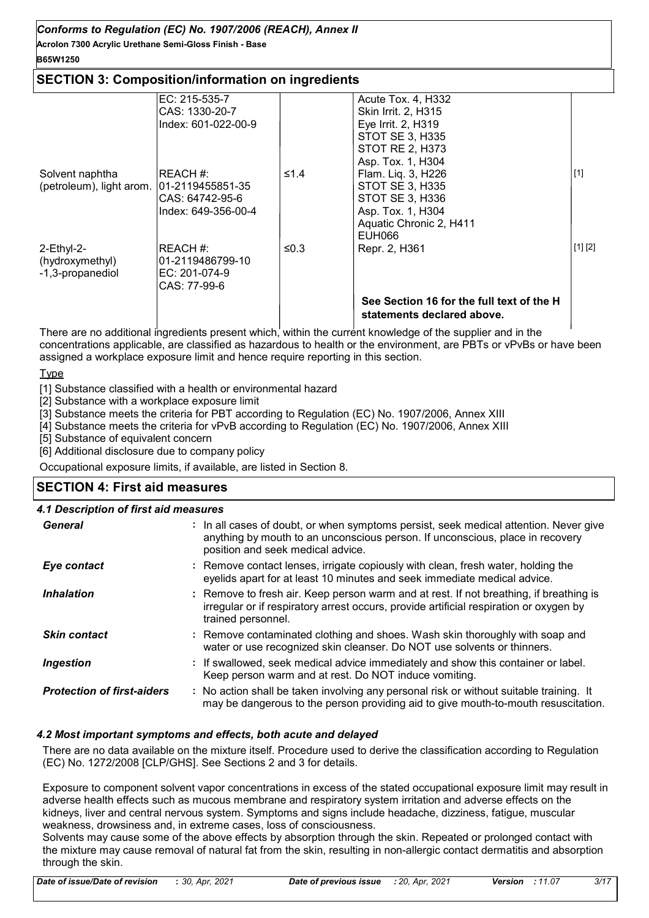## SECTION 3: Composition/information on ingredients

| | | | | |
|---|---|---|---|---|
| | EC: 215-535-7<br>CAS: 1330-20-7<br>Index: 601-022-00-9 | | Acute Tox. 4, H332<br>Skin Irrit. 2, H315<br>Eye Irrit. 2, H319<br>STOT SE 3, H335<br>STOT RE 2, H373<br>Asp. Tox. 1, H304 | |
| Solvent naphtha (petroleum), light arom. | REACH #: 01-2119455851-35<br>CAS: 64742-95-6<br>Index: 649-356-00-4 | ≤1.4 | Flam. Liq. 3, H226<br>STOT SE 3, H335<br>STOT SE 3, H336<br>Asp. Tox. 1, H304<br>Aquatic Chronic 2, H411<br>EUH066 | [1] |
| 2-Ethyl-2-(hydroxymethyl)-1,3-propanediol | REACH #: 01-2119486799-10<br>EC: 201-074-9<br>CAS: 77-99-6 | ≤0.3 | Repr. 2, H361 | [1] [2] |
| | | | **See Section 16 for the full text of the H statements declared above.** | |

There are no additional ingredients present which, within the current knowledge of the supplier and in the concentrations applicable, are classified as hazardous to health or the environment, are PBTs or vPvBs or have been assigned a workplace exposure limit and hence require reporting in this section.

Type

[1] Substance classified with a health or environmental hazard

[2] Substance with a workplace exposure limit

[3] Substance meets the criteria for PBT according to Regulation (EC) No. 1907/2006, Annex XIII

[4] Substance meets the criteria for vPvB according to Regulation (EC) No. 1907/2006, Annex XIII

[5] Substance of equivalent concern

[6] Additional disclosure due to company policy

Occupational exposure limits, if available, are listed in Section 8.

## SECTION 4: First aid measures

### 4.1 Description of first aid measures

**General** : In all cases of doubt, or when symptoms persist, seek medical attention. Never give anything by mouth to an unconscious person. If unconscious, place in recovery position and seek medical advice.

**Eye contact** : Remove contact lenses, irrigate copiously with clean, fresh water, holding the eyelids apart for at least 10 minutes and seek immediate medical advice.

**Inhalation** : Remove to fresh air. Keep person warm and at rest. If not breathing, if breathing is irregular or if respiratory arrest occurs, provide artificial respiration or oxygen by trained personnel.

**Skin contact** : Remove contaminated clothing and shoes. Wash skin thoroughly with soap and water or use recognized skin cleanser. Do NOT use solvents or thinners.

**Ingestion** : If swallowed, seek medical advice immediately and show this container or label. Keep person warm and at rest. Do NOT induce vomiting.

**Protection of first-aiders** : No action shall be taken involving any personal risk or without suitable training. It may be dangerous to the person providing aid to give mouth-to-mouth resuscitation.

### 4.2 Most important symptoms and effects, both acute and delayed

There are no data available on the mixture itself. Procedure used to derive the classification according to Regulation (EC) No. 1272/2008 [CLP/GHS]. See Sections 2 and 3 for details.

Exposure to component solvent vapor concentrations in excess of the stated occupational exposure limit may result in adverse health effects such as mucous membrane and respiratory system irritation and adverse effects on the kidneys, liver and central nervous system. Symptoms and signs include headache, dizziness, fatigue, muscular weakness, drowsiness and, in extreme cases, loss of consciousness.
Solvents may cause some of the above effects by absorption through the skin. Repeated or prolonged contact with the mixture may cause removal of natural fat from the skin, resulting in non-allergic contact dermatitis and absorption through the skin.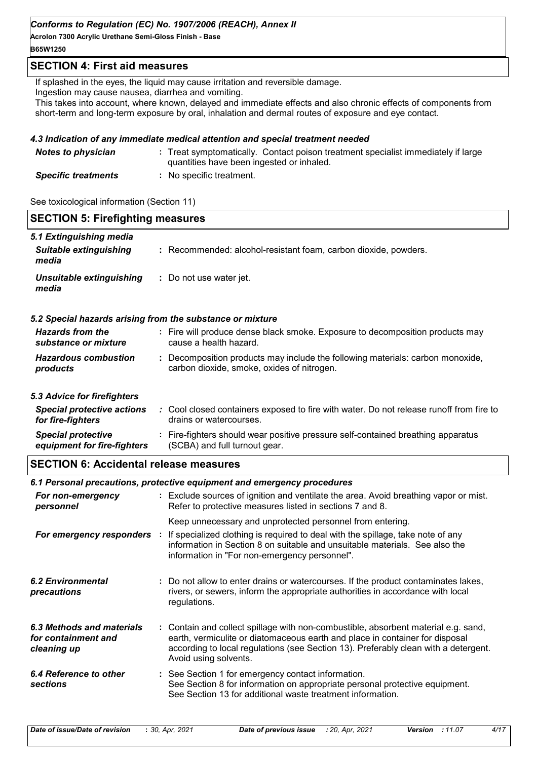## SECTION 4: First aid measures

If splashed in the eyes, the liquid may cause irritation and reversible damage.
Ingestion may cause nausea, diarrhea and vomiting.
This takes into account, where known, delayed and immediate effects and also chronic effects of components from short-term and long-term exposure by oral, inhalation and dermal routes of exposure and eye contact.

### *4.3 Indication of any immediate medical attention and special treatment needed*

| | |
|---|---|
| ***Notes to physician*** | : Treat symptomatically. Contact poison treatment specialist immediately if large quantities have been ingested or inhaled. |
| ***Specific treatments*** | : No specific treatment. |

See toxicological information (Section 11)

## SECTION 5: Firefighting measures

### *5.1 Extinguishing media*

| | |
|---|---|
| ***Suitable extinguishing media*** | : Recommended: alcohol-resistant foam, carbon dioxide, powders. |
| ***Unsuitable extinguishing media*** | : Do not use water jet. |

### *5.2 Special hazards arising from the substance or mixture*

| | |
|---|---|
| ***Hazards from the substance or mixture*** | : Fire will produce dense black smoke. Exposure to decomposition products may cause a health hazard. |
| ***Hazardous combustion products*** | : Decomposition products may include the following materials: carbon monoxide, carbon dioxide, smoke, oxides of nitrogen. |

### *5.3 Advice for firefighters*

| | |
|---|---|
| ***Special protective actions for fire-fighters*** | : Cool closed containers exposed to fire with water. Do not release runoff from fire to drains or watercourses. |
| ***Special protective equipment for fire-fighters*** | : Fire-fighters should wear positive pressure self-contained breathing apparatus (SCBA) and full turnout gear. |

## SECTION 6: Accidental release measures

### *6.1 Personal precautions, protective equipment and emergency procedures*

| | |
|---|---|
| ***For non-emergency personnel*** | : Exclude sources of ignition and ventilate the area. Avoid breathing vapor or mist. Refer to protective measures listed in sections 7 and 8. Keep unnecessary and unprotected personnel from entering. |
| ***For emergency responders*** | : If specialized clothing is required to deal with the spillage, take note of any information in Section 8 on suitable and unsuitable materials. See also the information in "For non-emergency personnel". |
| ***6.2 Environmental precautions*** | : Do not allow to enter drains or watercourses. If the product contaminates lakes, rivers, or sewers, inform the appropriate authorities in accordance with local regulations. |
| ***6.3 Methods and materials for containment and cleaning up*** | : Contain and collect spillage with non-combustible, absorbent material e.g. sand, earth, vermiculite or diatomaceous earth and place in container for disposal according to local regulations (see Section 13). Preferably clean with a detergent. Avoid using solvents. |
| ***6.4 Reference to other sections*** | : See Section 1 for emergency contact information. See Section 8 for information on appropriate personal protective equipment. See Section 13 for additional waste treatment information. |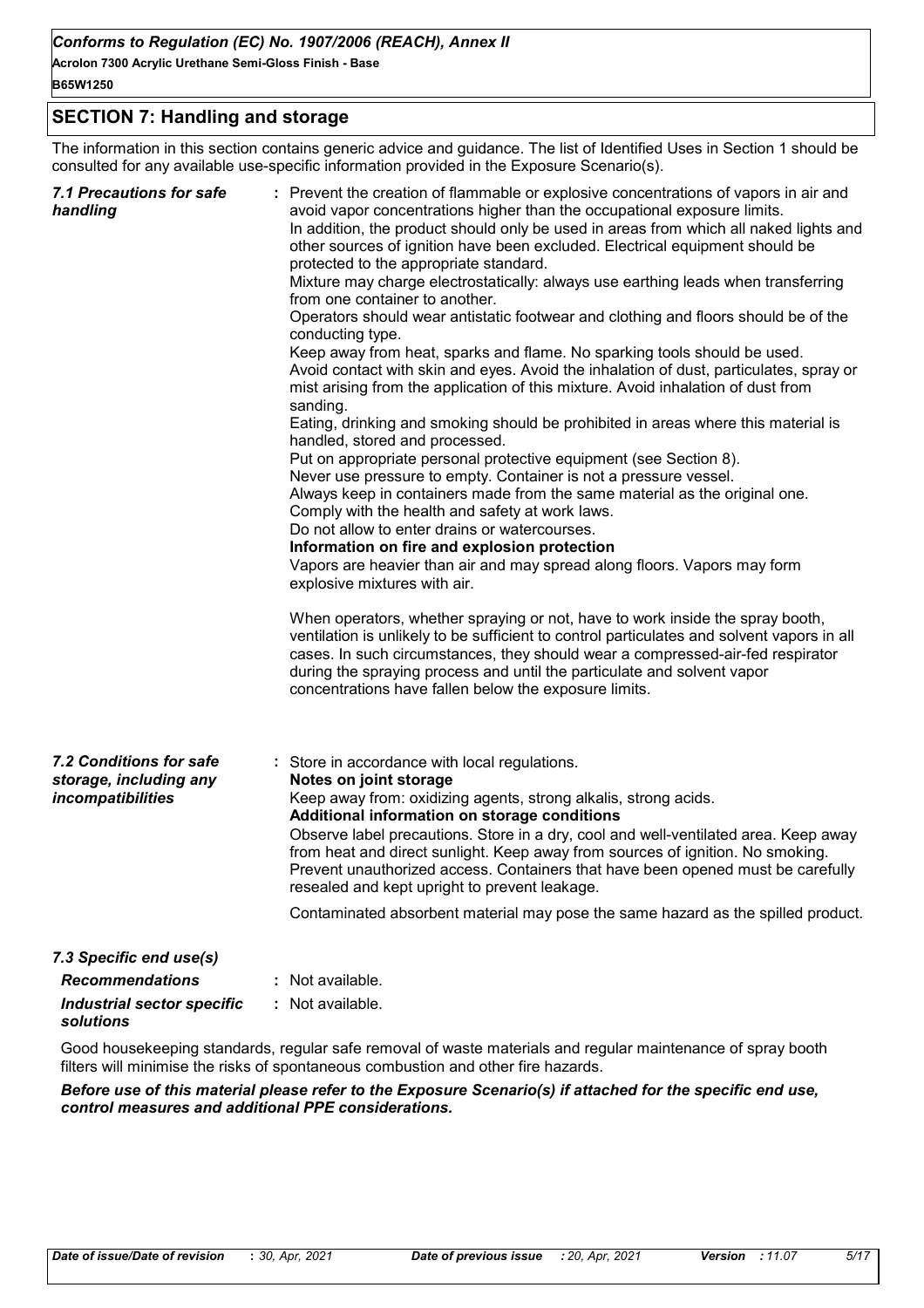## SECTION 7: Handling and storage

The information in this section contains generic advice and guidance. The list of Identified Uses in Section 1 should be consulted for any available use-specific information provided in the Exposure Scenario(s).

***7.1 Precautions for safe handling***

: Prevent the creation of flammable or explosive concentrations of vapors in air and avoid vapor concentrations higher than the occupational exposure limits.
In addition, the product should only be used in areas from which all naked lights and other sources of ignition have been excluded. Electrical equipment should be protected to the appropriate standard.
Mixture may charge electrostatically: always use earthing leads when transferring from one container to another.
Operators should wear antistatic footwear and clothing and floors should be of the conducting type.
Keep away from heat, sparks and flame. No sparking tools should be used.
Avoid contact with skin and eyes. Avoid the inhalation of dust, particulates, spray or mist arising from the application of this mixture. Avoid inhalation of dust from sanding.
Eating, drinking and smoking should be prohibited in areas where this material is handled, stored and processed.
Put on appropriate personal protective equipment (see Section 8).
Never use pressure to empty. Container is not a pressure vessel.
Always keep in containers made from the same material as the original one.
Comply with the health and safety at work laws.
Do not allow to enter drains or watercourses.
**Information on fire and explosion protection**
Vapors are heavier than air and may spread along floors. Vapors may form explosive mixtures with air.

When operators, whether spraying or not, have to work inside the spray booth, ventilation is unlikely to be sufficient to control particulates and solvent vapors in all cases. In such circumstances, they should wear a compressed-air-fed respirator during the spraying process and until the particulate and solvent vapor concentrations have fallen below the exposure limits.

***7.2 Conditions for safe storage, including any incompatibilities***

: Store in accordance with local regulations.
**Notes on joint storage**
Keep away from: oxidizing agents, strong alkalis, strong acids.
**Additional information on storage conditions**
Observe label precautions. Store in a dry, cool and well-ventilated area. Keep away from heat and direct sunlight. Keep away from sources of ignition. No smoking. Prevent unauthorized access. Containers that have been opened must be carefully resealed and kept upright to prevent leakage.

Contaminated absorbent material may pose the same hazard as the spilled product.

***7.3 Specific end use(s)***

***Recommendations*** : Not available.

***Industrial sector specific solutions*** : Not available.

Good housekeeping standards, regular safe removal of waste materials and regular maintenance of spray booth filters will minimise the risks of spontaneous combustion and other fire hazards.

***Before use of this material please refer to the Exposure Scenario(s) if attached for the specific end use, control measures and additional PPE considerations.***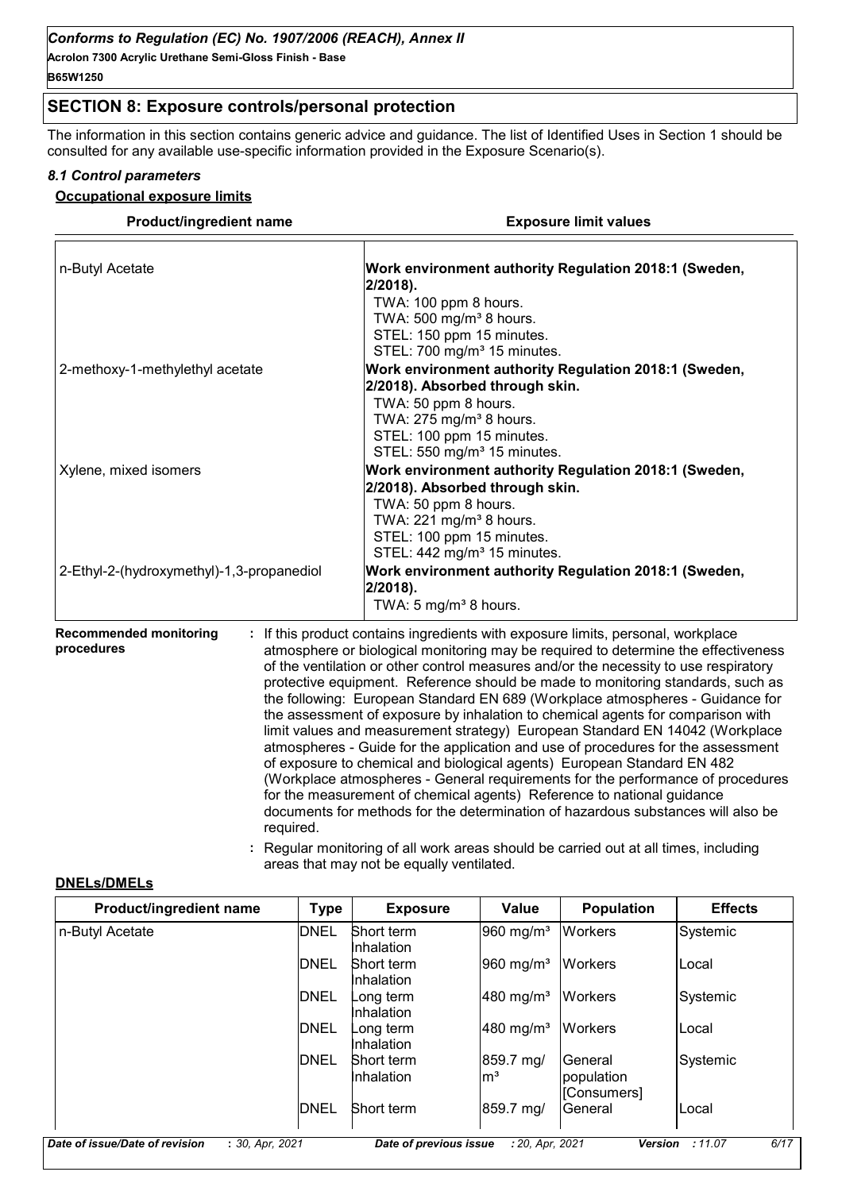## SECTION 8: Exposure controls/personal protection

The information in this section contains generic advice and guidance. The list of Identified Uses in Section 1 should be consulted for any available use-specific information provided in the Exposure Scenario(s).

### *8.1 Control parameters*

**Occupational exposure limits**

| Product/ingredient name | Exposure limit values |
|---|---|
| n-Butyl Acetate | **Work environment authority Regulation 2018:1 (Sweden, 2/2018).**<br>TWA: 100 ppm 8 hours.<br>TWA: 500 mg/m³ 8 hours.<br>STEL: 150 ppm 15 minutes.<br>STEL: 700 mg/m³ 15 minutes. |
| 2-methoxy-1-methylethyl acetate | **Work environment authority Regulation 2018:1 (Sweden, 2/2018). Absorbed through skin.**<br>TWA: 50 ppm 8 hours.<br>TWA: 275 mg/m³ 8 hours.<br>STEL: 100 ppm 15 minutes.<br>STEL: 550 mg/m³ 15 minutes. |
| Xylene, mixed isomers | **Work environment authority Regulation 2018:1 (Sweden, 2/2018). Absorbed through skin.**<br>TWA: 50 ppm 8 hours.<br>TWA: 221 mg/m³ 8 hours.<br>STEL: 100 ppm 15 minutes.<br>STEL: 442 mg/m³ 15 minutes. |
| 2-Ethyl-2-(hydroxymethyl)-1,3-propanediol | **Work environment authority Regulation 2018:1 (Sweden, 2/2018).**<br>TWA: 5 mg/m³ 8 hours. |

**Recommended monitoring procedures** : If this product contains ingredients with exposure limits, personal, workplace atmosphere or biological monitoring may be required to determine the effectiveness of the ventilation or other control measures and/or the necessity to use respiratory protective equipment. Reference should be made to monitoring standards, such as the following: European Standard EN 689 (Workplace atmospheres - Guidance for the assessment of exposure by inhalation to chemical agents for comparison with limit values and measurement strategy) European Standard EN 14042 (Workplace atmospheres - Guide for the application and use of procedures for the assessment of exposure to chemical and biological agents) European Standard EN 482 (Workplace atmospheres - General requirements for the performance of procedures for the measurement of chemical agents) Reference to national guidance documents for methods for the determination of hazardous substances will also be required.

: Regular monitoring of all work areas should be carried out at all times, including areas that may not be equally ventilated.

**DNELs/DMELs**

| Product/ingredient name | Type | Exposure | Value | Population | Effects |
|---|---|---|---|---|---|
| n-Butyl Acetate | DNEL | Short term Inhalation | 960 mg/m³ | Workers | Systemic |
| | DNEL | Short term Inhalation | 960 mg/m³ | Workers | Local |
| | DNEL | Long term Inhalation | 480 mg/m³ | Workers | Systemic |
| | DNEL | Long term Inhalation | 480 mg/m³ | Workers | Local |
| | DNEL | Short term Inhalation | 859.7 mg/m³ | General population [Consumers] | Systemic |
| | DNEL | Short term | 859.7 mg/ | General | Local |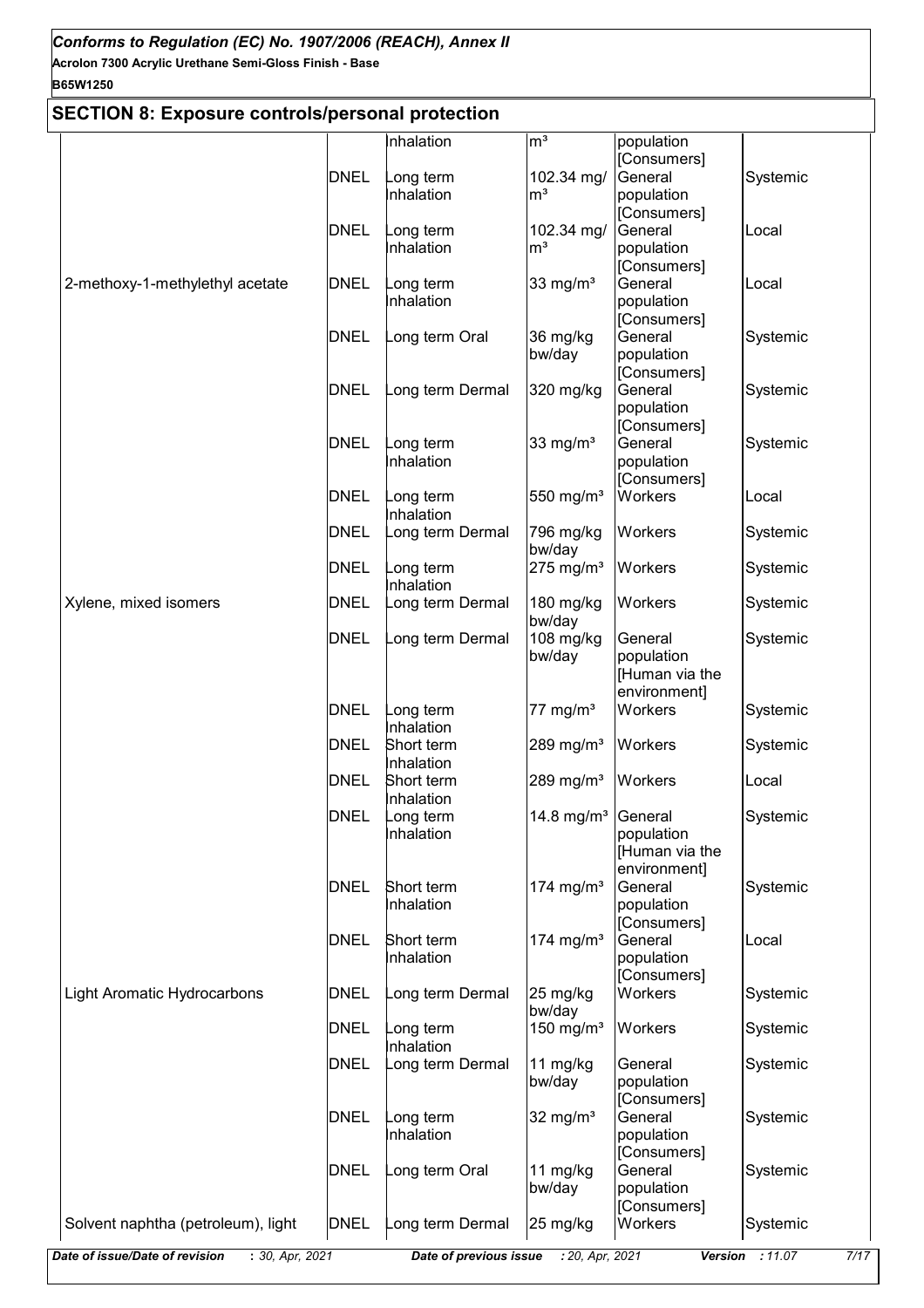## SECTION 8: Exposure controls/personal protection

| | | | | | |
|---|---|---|---|---|---|
| | | Inhalation | m³ | population [Consumers] | |
| | DNEL | Long term Inhalation | 102.34 mg/m³ | General population [Consumers] | Systemic |
| | DNEL | Long term Inhalation | 102.34 mg/m³ | General population [Consumers] | Local |
| 2-methoxy-1-methylethyl acetate | DNEL | Long term Inhalation | 33 mg/m³ | General population [Consumers] | Local |
| | DNEL | Long term Oral | 36 mg/kg bw/day | General population [Consumers] | Systemic |
| | DNEL | Long term Dermal | 320 mg/kg | General population [Consumers] | Systemic |
| | DNEL | Long term Inhalation | 33 mg/m³ | General population [Consumers] | Systemic |
| | DNEL | Long term Inhalation | 550 mg/m³ | Workers | Local |
| | DNEL | Long term Dermal | 796 mg/kg bw/day | Workers | Systemic |
| | DNEL | Long term Inhalation | 275 mg/m³ | Workers | Systemic |
| Xylene, mixed isomers | DNEL | Long term Dermal | 180 mg/kg bw/day | Workers | Systemic |
| | DNEL | Long term Dermal | 108 mg/kg bw/day | General population [Human via the environment] | Systemic |
| | DNEL | Long term Inhalation | 77 mg/m³ | Workers | Systemic |
| | DNEL | Short term Inhalation | 289 mg/m³ | Workers | Systemic |
| | DNEL | Short term Inhalation | 289 mg/m³ | Workers | Local |
| | DNEL | Long term Inhalation | 14.8 mg/m³ | General population [Human via the environment] | Systemic |
| | DNEL | Short term Inhalation | 174 mg/m³ | General population [Consumers] | Systemic |
| | DNEL | Short term Inhalation | 174 mg/m³ | General population [Consumers] | Local |
| Light Aromatic Hydrocarbons | DNEL | Long term Dermal | 25 mg/kg bw/day | Workers | Systemic |
| | DNEL | Long term Inhalation | 150 mg/m³ | Workers | Systemic |
| | DNEL | Long term Dermal | 11 mg/kg bw/day | General population [Consumers] | Systemic |
| | DNEL | Long term Inhalation | 32 mg/m³ | General population [Consumers] | Systemic |
| | DNEL | Long term Oral | 11 mg/kg bw/day | General population [Consumers] | Systemic |
| Solvent naphtha (petroleum), light | DNEL | Long term Dermal | 25 mg/kg | Workers | Systemic |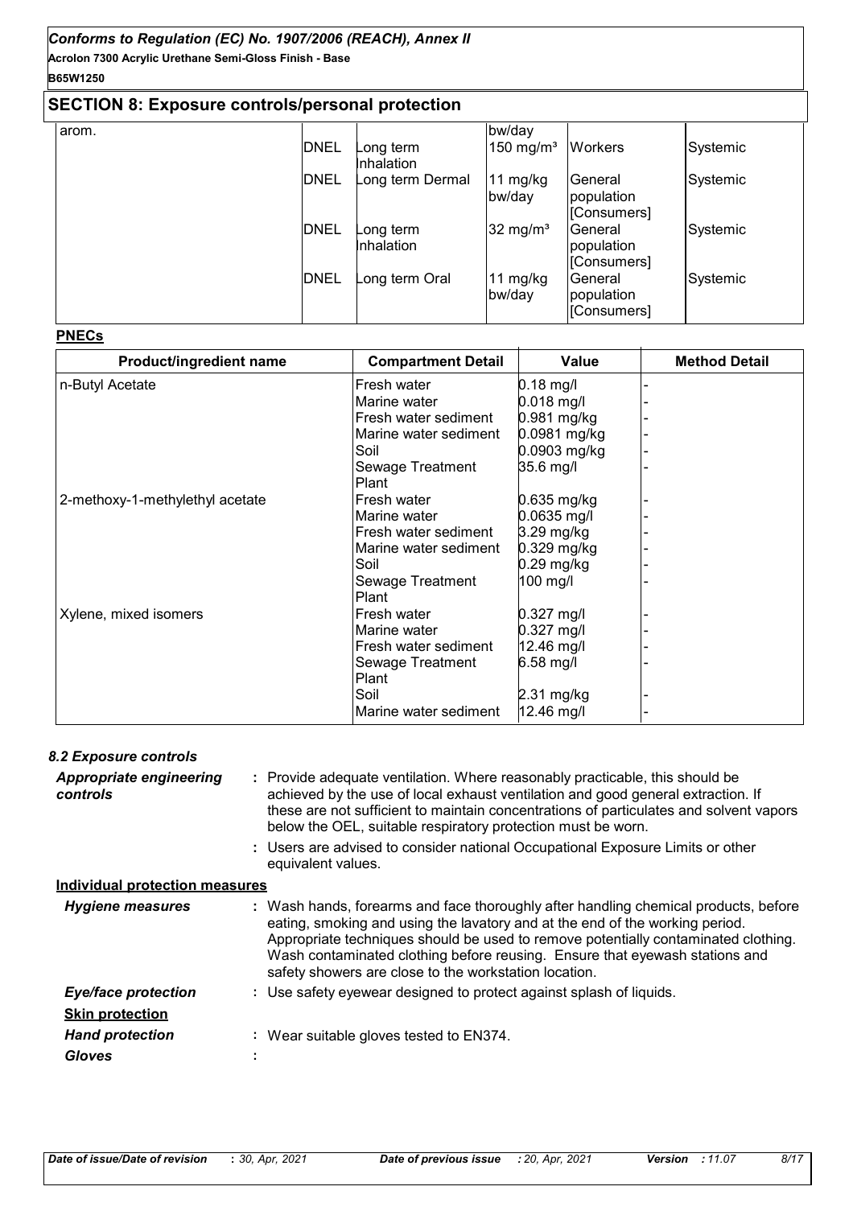## SECTION 8: Exposure controls/personal protection

| | | | | | |
|---|---|---|---|---|---|
| arom. | | | bw/day | | |
| | DNEL | Long term Inhalation | 150 mg/m³ | Workers | Systemic |
| | DNEL | Long term Dermal | 11 mg/kg bw/day | General population [Consumers] | Systemic |
| | DNEL | Long term Inhalation | 32 mg/m³ | General population [Consumers] | Systemic |
| | DNEL | Long term Oral | 11 mg/kg bw/day | General population [Consumers] | Systemic |

**PNECs**

| Product/ingredient name | Compartment Detail | Value | Method Detail |
|---|---|---|---|
| n-Butyl Acetate | Fresh water | 0.18 mg/l | - |
| | Marine water | 0.018 mg/l | - |
| | Fresh water sediment | 0.981 mg/kg | - |
| | Marine water sediment | 0.0981 mg/kg | - |
| | Soil | 0.0903 mg/kg | - |
| | Sewage Treatment Plant | 35.6 mg/l | - |
| 2-methoxy-1-methylethyl acetate | Fresh water | 0.635 mg/kg | - |
| | Marine water | 0.0635 mg/l | - |
| | Fresh water sediment | 3.29 mg/kg | - |
| | Marine water sediment | 0.329 mg/kg | - |
| | Soil | 0.29 mg/kg | - |
| | Sewage Treatment Plant | 100 mg/l | - |
| Xylene, mixed isomers | Fresh water | 0.327 mg/l | - |
| | Marine water | 0.327 mg/l | - |
| | Fresh water sediment | 12.46 mg/l | - |
| | Sewage Treatment Plant | 6.58 mg/l | - |
| | Soil | 2.31 mg/kg | - |
| | Marine water sediment | 12.46 mg/l | - |

### 8.2 Exposure controls

***Appropriate engineering controls*** : Provide adequate ventilation. Where reasonably practicable, this should be achieved by the use of local exhaust ventilation and good general extraction. If these are not sufficient to maintain concentrations of particulates and solvent vapors below the OEL, suitable respiratory protection must be worn.

: Users are advised to consider national Occupational Exposure Limits or other equivalent values.

**Individual protection measures**

***Hygiene measures*** : Wash hands, forearms and face thoroughly after handling chemical products, before eating, smoking and using the lavatory and at the end of the working period. Appropriate techniques should be used to remove potentially contaminated clothing. Wash contaminated clothing before reusing. Ensure that eyewash stations and safety showers are close to the workstation location.

***Eye/face protection*** : Use safety eyewear designed to protect against splash of liquids.

**Skin protection**

***Hand protection*** : Wear suitable gloves tested to EN374.

***Gloves*** :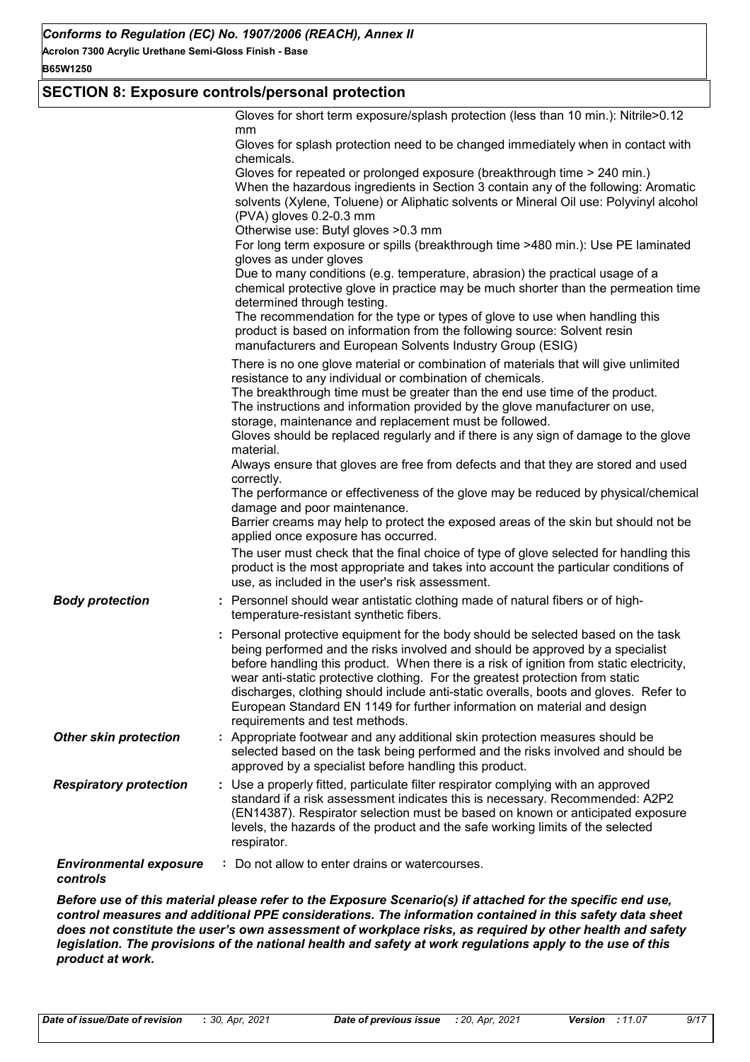## SECTION 8: Exposure controls/personal protection

Gloves for short term exposure/splash protection (less than 10 min.): Nitrile>0.12 mm
Gloves for splash protection need to be changed immediately when in contact with chemicals.
Gloves for repeated or prolonged exposure (breakthrough time > 240 min.)
When the hazardous ingredients in Section 3 contain any of the following: Aromatic solvents (Xylene, Toluene) or Aliphatic solvents or Mineral Oil use: Polyvinyl alcohol (PVA) gloves 0.2-0.3 mm
Otherwise use: Butyl gloves >0.3 mm
For long term exposure or spills (breakthrough time >480 min.): Use PE laminated gloves as under gloves
Due to many conditions (e.g. temperature, abrasion) the practical usage of a chemical protective glove in practice may be much shorter than the permeation time determined through testing.
The recommendation for the type or types of glove to use when handling this product is based on information from the following source: Solvent resin manufacturers and European Solvents Industry Group (ESIG)

There is no one glove material or combination of materials that will give unlimited resistance to any individual or combination of chemicals.
The breakthrough time must be greater than the end use time of the product.
The instructions and information provided by the glove manufacturer on use, storage, maintenance and replacement must be followed.
Gloves should be replaced regularly and if there is any sign of damage to the glove material.
Always ensure that gloves are free from defects and that they are stored and used correctly.
The performance or effectiveness of the glove may be reduced by physical/chemical damage and poor maintenance.
Barrier creams may help to protect the exposed areas of the skin but should not be applied once exposure has occurred.
The user must check that the final choice of type of glove selected for handling this product is the most appropriate and takes into account the particular conditions of use, as included in the user's risk assessment.

***Body protection*** : Personnel should wear antistatic clothing made of natural fibers or of high-temperature-resistant synthetic fibers.

: Personal protective equipment for the body should be selected based on the task being performed and the risks involved and should be approved by a specialist before handling this product. When there is a risk of ignition from static electricity, wear anti-static protective clothing. For the greatest protection from static discharges, clothing should include anti-static overalls, boots and gloves. Refer to European Standard EN 1149 for further information on material and design requirements and test methods.

***Other skin protection*** : Appropriate footwear and any additional skin protection measures should be selected based on the task being performed and the risks involved and should be approved by a specialist before handling this product.

***Respiratory protection*** : Use a properly fitted, particulate filter respirator complying with an approved standard if a risk assessment indicates this is necessary. Recommended: A2P2 (EN14387). Respirator selection must be based on known or anticipated exposure levels, the hazards of the product and the safe working limits of the selected respirator.

***Environmental exposure controls*** : Do not allow to enter drains or watercourses.

***Before use of this material please refer to the Exposure Scenario(s) if attached for the specific end use, control measures and additional PPE considerations. The information contained in this safety data sheet does not constitute the user's own assessment of workplace risks, as required by other health and safety legislation. The provisions of the national health and safety at work regulations apply to the use of this product at work.***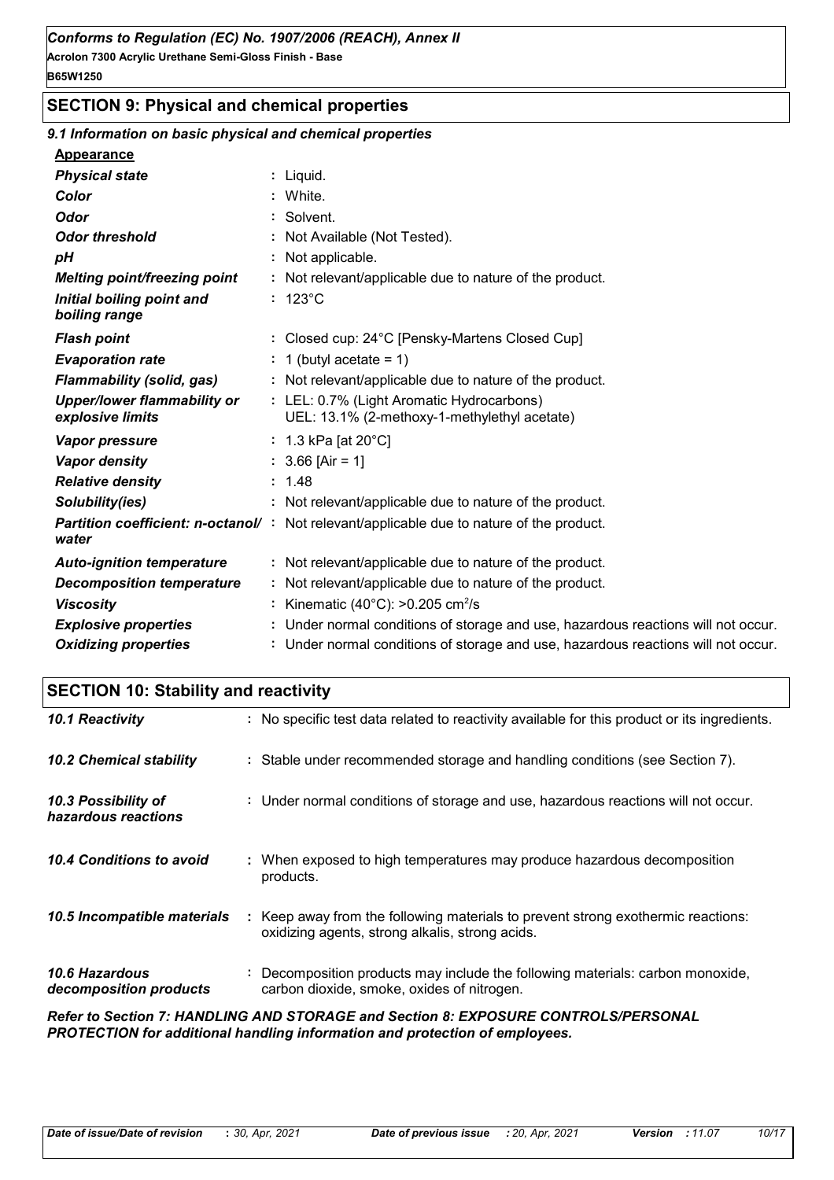## SECTION 9: Physical and chemical properties

### 9.1 Information on basic physical and chemical properties

**Appearance**

| | |
|---|---|
| ***Physical state*** | : Liquid. |
| ***Color*** | : White. |
| ***Odor*** | : Solvent. |
| ***Odor threshold*** | : Not Available (Not Tested). |
| ***pH*** | : Not applicable. |
| ***Melting point/freezing point*** | : Not relevant/applicable due to nature of the product. |
| ***Initial boiling point and boiling range*** | : 123°C |
| ***Flash point*** | : Closed cup: 24°C [Pensky-Martens Closed Cup] |
| ***Evaporation rate*** | : 1 (butyl acetate = 1) |
| ***Flammability (solid, gas)*** | : Not relevant/applicable due to nature of the product. |
| ***Upper/lower flammability or explosive limits*** | : LEL: 0.7% (Light Aromatic Hydrocarbons)<br>UEL: 13.1% (2-methoxy-1-methylethyl acetate) |
| ***Vapor pressure*** | : 1.3 kPa [at 20°C] |
| ***Vapor density*** | : 3.66 [Air = 1] |
| ***Relative density*** | : 1.48 |
| ***Solubility(ies)*** | : Not relevant/applicable due to nature of the product. |
| ***Partition coefficient: n-octanol/water*** | : Not relevant/applicable due to nature of the product. |
| ***Auto-ignition temperature*** | : Not relevant/applicable due to nature of the product. |
| ***Decomposition temperature*** | : Not relevant/applicable due to nature of the product. |
| ***Viscosity*** | : Kinematic (40°C): >0.205 $cm^2/s$ |
| ***Explosive properties*** | : Under normal conditions of storage and use, hazardous reactions will not occur. |
| ***Oxidizing properties*** | : Under normal conditions of storage and use, hazardous reactions will not occur. |

## SECTION 10: Stability and reactivity

| | |
|---|---|
| ***10.1 Reactivity*** | : No specific test data related to reactivity available for this product or its ingredients. |
| ***10.2 Chemical stability*** | : Stable under recommended storage and handling conditions (see Section 7). |
| ***10.3 Possibility of hazardous reactions*** | : Under normal conditions of storage and use, hazardous reactions will not occur. |
| ***10.4 Conditions to avoid*** | : When exposed to high temperatures may produce hazardous decomposition products. |
| ***10.5 Incompatible materials*** | : Keep away from the following materials to prevent strong exothermic reactions: oxidizing agents, strong alkalis, strong acids. |
| ***10.6 Hazardous decomposition products*** | : Decomposition products may include the following materials: carbon monoxide, carbon dioxide, smoke, oxides of nitrogen. |

***Refer to Section 7: HANDLING AND STORAGE and Section 8: EXPOSURE CONTROLS/PERSONAL PROTECTION for additional handling information and protection of employees.***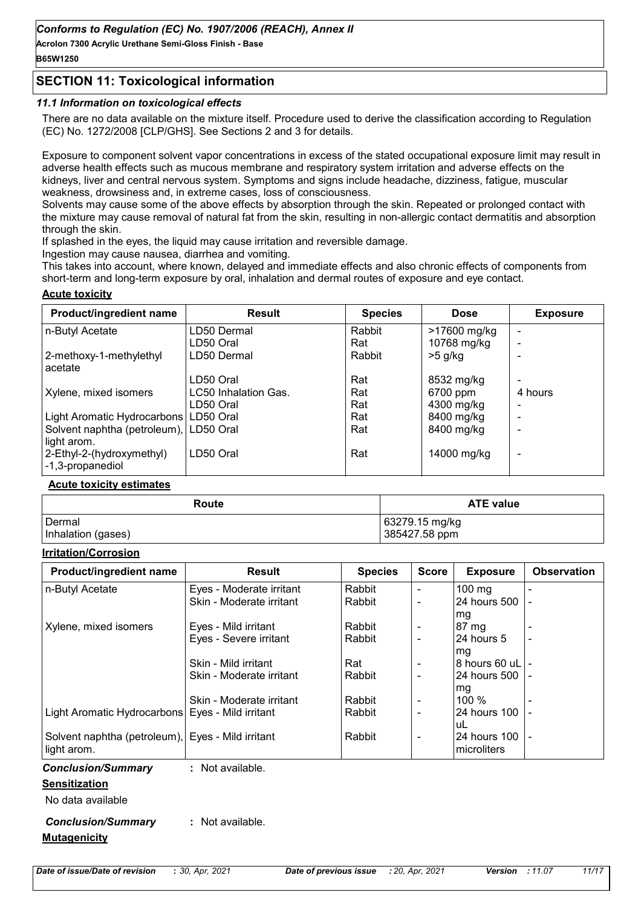## SECTION 11: Toxicological information

### 11.1 Information on toxicological effects

There are no data available on the mixture itself. Procedure used to derive the classification according to Regulation (EC) No. 1272/2008 [CLP/GHS]. See Sections 2 and 3 for details.

Exposure to component solvent vapor concentrations in excess of the stated occupational exposure limit may result in adverse health effects such as mucous membrane and respiratory system irritation and adverse effects on the kidneys, liver and central nervous system. Symptoms and signs include headache, dizziness, fatigue, muscular weakness, drowsiness and, in extreme cases, loss of consciousness.
Solvents may cause some of the above effects by absorption through the skin. Repeated or prolonged contact with the mixture may cause removal of natural fat from the skin, resulting in non-allergic contact dermatitis and absorption through the skin.
If splashed in the eyes, the liquid may cause irritation and reversible damage.
Ingestion may cause nausea, diarrhea and vomiting.
This takes into account, where known, delayed and immediate effects and also chronic effects of components from short-term and long-term exposure by oral, inhalation and dermal routes of exposure and eye contact.

**Acute toxicity**

| Product/ingredient name | Result | Species | Dose | Exposure |
|---|---|---|---|---|
| n-Butyl Acetate | LD50 Dermal | Rabbit | >17600 mg/kg | - |
| | LD50 Oral | Rat | 10768 mg/kg | - |
| 2-methoxy-1-methylethyl acetate | LD50 Dermal | Rabbit | >5 g/kg | - |
| | LD50 Oral | Rat | 8532 mg/kg | - |
| Xylene, mixed isomers | LC50 Inhalation Gas. | Rat | 6700 ppm | 4 hours |
| | LD50 Oral | Rat | 4300 mg/kg | - |
| Light Aromatic Hydrocarbons | LD50 Oral | Rat | 8400 mg/kg | - |
| Solvent naphtha (petroleum), light arom. | LD50 Oral | Rat | 8400 mg/kg | - |
| 2-Ethyl-2-(hydroxymethyl) -1,3-propanediol | LD50 Oral | Rat | 14000 mg/kg | - |

**Acute toxicity estimates**

| Route | ATE value |
|---|---|
| Dermal | 63279.15 mg/kg |
| Inhalation (gases) | 385427.58 ppm |

**Irritation/Corrosion**

| Product/ingredient name | Result | Species | Score | Exposure | Observation |
|---|---|---|---|---|---|
| n-Butyl Acetate | Eyes - Moderate irritant | Rabbit | - | 100 mg | - |
| | Skin - Moderate irritant | Rabbit | - | 24 hours 500 mg | - |
| Xylene, mixed isomers | Eyes - Mild irritant | Rabbit | - | 87 mg | - |
| | Eyes - Severe irritant | Rabbit | - | 24 hours 5 mg | - |
| | Skin - Mild irritant | Rat | - | 8 hours 60 uL | - |
| | Skin - Moderate irritant | Rabbit | - | 24 hours 500 mg | - |
| | Skin - Moderate irritant | Rabbit | - | 100 % | - |
| Light Aromatic Hydrocarbons | Eyes - Mild irritant | Rabbit | - | 24 hours 100 uL | - |
| Solvent naphtha (petroleum), light arom. | Eyes - Mild irritant | Rabbit | - | 24 hours 100 microliters | - |

***Conclusion/Summary*** **:** Not available.

**Sensitization**

No data available

***Conclusion/Summary*** **:** Not available.

**Mutagenicity**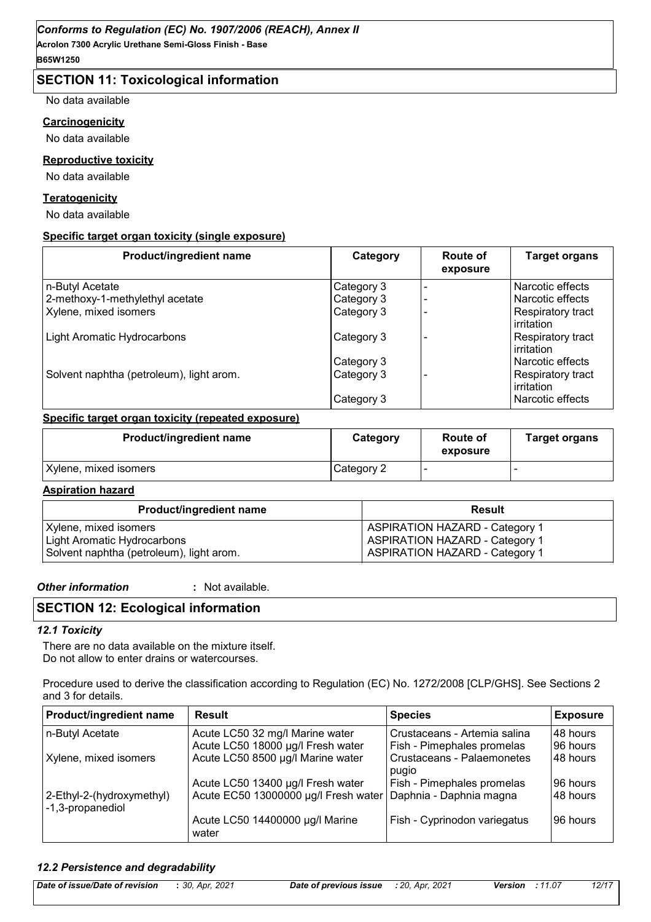## SECTION 11: Toxicological information

No data available

**Carcinogenicity**

No data available

**Reproductive toxicity**

No data available

**Teratogenicity**

No data available

**Specific target organ toxicity (single exposure)**

| Product/ingredient name | Category | Route of exposure | Target organs |
|---|---|---|---|
| n-Butyl Acetate | Category 3 | - | Narcotic effects |
| 2-methoxy-1-methylethyl acetate | Category 3 | - | Narcotic effects |
| Xylene, mixed isomers | Category 3 | - | Respiratory tract irritation |
| Light Aromatic Hydrocarbons | Category 3 | - | Respiratory tract irritation |
| | Category 3 | | Narcotic effects |
| Solvent naphtha (petroleum), light arom. | Category 3 | - | Respiratory tract irritation |
| | Category 3 | | Narcotic effects |

**Specific target organ toxicity (repeated exposure)**

| Product/ingredient name | Category | Route of exposure | Target organs |
|---|---|---|---|
| Xylene, mixed isomers | Category 2 | - | - |

**Aspiration hazard**

| Product/ingredient name | Result |
|---|---|
| Xylene, mixed isomers | ASPIRATION HAZARD - Category 1 |
| Light Aromatic Hydrocarbons | ASPIRATION HAZARD - Category 1 |
| Solvent naphtha (petroleum), light arom. | ASPIRATION HAZARD - Category 1 |

***Other information*** **:** Not available.

## SECTION 12: Ecological information

### *12.1 Toxicity*

There are no data available on the mixture itself.
Do not allow to enter drains or watercourses.

Procedure used to derive the classification according to Regulation (EC) No. 1272/2008 [CLP/GHS]. See Sections 2 and 3 for details.

| Product/ingredient name | Result | Species | Exposure |
|---|---|---|---|
| n-Butyl Acetate | Acute LC50 32 mg/l Marine water | Crustaceans - Artemia salina | 48 hours |
| | Acute LC50 18000 µg/l Fresh water | Fish - Pimephales promelas | 96 hours |
| Xylene, mixed isomers | Acute LC50 8500 µg/l Marine water | Crustaceans - Palaemonetes pugio | 48 hours |
| | Acute LC50 13400 µg/l Fresh water | Fish - Pimephales promelas | 96 hours |
| 2-Ethyl-2-(hydroxymethyl)-1,3-propanediol | Acute EC50 13000000 µg/l Fresh water | Daphnia - Daphnia magna | 48 hours |
| | Acute LC50 14400000 µg/l Marine water | Fish - Cyprinodon variegatus | 96 hours |

### *12.2 Persistence and degradability*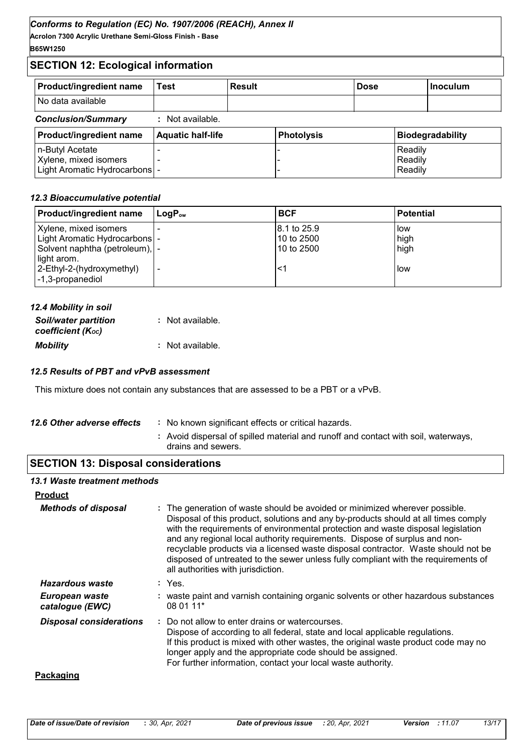## SECTION 12: Ecological information

| Product/ingredient name | Test | Result | Dose | Inoculum |
|---|---|---|---|---|
| No data available | | | | |

***Conclusion/Summary*** : Not available.

| Product/ingredient name | Aquatic half-life | Photolysis | Biodegradability |
|---|---|---|---|
| n-Butyl Acetate | - | - | Readily |
| Xylene, mixed isomers | - | - | Readily |
| Light Aromatic Hydrocarbons | - | - | Readily |

### *12.3 Bioaccumulative potential*

| Product/ingredient name | $LogP_{ow}$ | BCF | Potential |
|---|---|---|---|
| Xylene, mixed isomers | - | 8.1 to 25.9 | low |
| Light Aromatic Hydrocarbons | - | 10 to 2500 | high |
| Solvent naphtha (petroleum), light arom. | - | 10 to 2500 | high |
| 2-Ethyl-2-(hydroxymethyl) -1,3-propanediol | - | <1 | low |

### *12.4 Mobility in soil*

***Soil/water partition coefficient ($K_{OC}$)*** : Not available.

***Mobility*** : Not available.

### *12.5 Results of PBT and vPvB assessment*

This mixture does not contain any substances that are assessed to be a PBT or a vPvB.

***12.6 Other adverse effects*** : No known significant effects or critical hazards.

: Avoid dispersal of spilled material and runoff and contact with soil, waterways, drains and sewers.

## SECTION 13: Disposal considerations

### *13.1 Waste treatment methods*

**Product**

***Methods of disposal*** : The generation of waste should be avoided or minimized wherever possible. Disposal of this product, solutions and any by-products should at all times comply with the requirements of environmental protection and waste disposal legislation and any regional local authority requirements. Dispose of surplus and non-recyclable products via a licensed waste disposal contractor. Waste should not be disposed of untreated to the sewer unless fully compliant with the requirements of all authorities with jurisdiction.

***Hazardous waste*** : Yes.

***European waste catalogue (EWC)*** : waste paint and varnish containing organic solvents or other hazardous substances 08 01 11*

***Disposal considerations*** : Do not allow to enter drains or watercourses.
Dispose of according to all federal, state and local applicable regulations.
If this product is mixed with other wastes, the original waste product code may no longer apply and the appropriate code should be assigned.
For further information, contact your local waste authority.

**Packaging**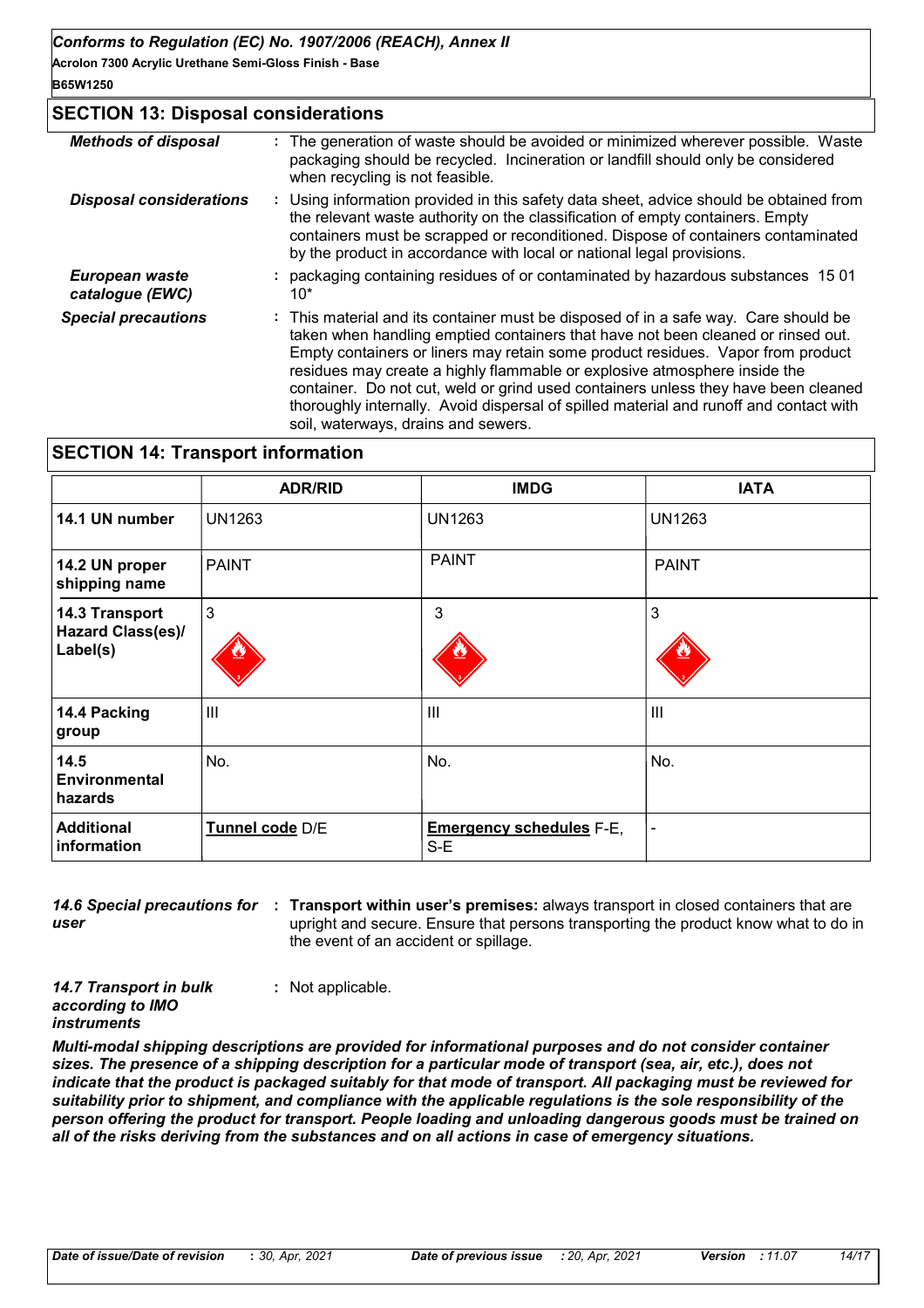## SECTION 13: Disposal considerations

| | |
|---|---|
| ***Methods of disposal*** | : The generation of waste should be avoided or minimized wherever possible. Waste packaging should be recycled. Incineration or landfill should only be considered when recycling is not feasible. |
| ***Disposal considerations*** | : Using information provided in this safety data sheet, advice should be obtained from the relevant waste authority on the classification of empty containers. Empty containers must be scrapped or reconditioned. Dispose of containers contaminated by the product in accordance with local or national legal provisions. |
| ***European waste catalogue (EWC)*** | : packaging containing residues of or contaminated by hazardous substances 15 01 10* |
| ***Special precautions*** | : This material and its container must be disposed of in a safe way. Care should be taken when handling emptied containers that have not been cleaned or rinsed out. Empty containers or liners may retain some product residues. Vapor from product residues may create a highly flammable or explosive atmosphere inside the container. Do not cut, weld or grind used containers unless they have been cleaned thoroughly internally. Avoid dispersal of spilled material and runoff and contact with soil, waterways, drains and sewers. |

## SECTION 14: Transport information

| | ADR/RID | IMDG | IATA |
|---|---|---|---|
| **14.1 UN number** | UN1263 | UN1263 | UN1263 |
| **14.2 UN proper shipping name** | PAINT | PAINT | PAINT |
| **14.3 Transport Hazard Class(es)/ Label(s)** | 3 | 3 | 3 |
| **14.4 Packing group** | III | III | III |
| **14.5 Environmental hazards** | No. | No. | No. |
| **Additional information** | **Tunnel code** D/E | **Emergency schedules** F-E, S-E | - |

***14.6 Special precautions for user*** : **Transport within user's premises:** always transport in closed containers that are upright and secure. Ensure that persons transporting the product know what to do in the event of an accident or spillage.

***14.7 Transport in bulk according to IMO instruments*** : Not applicable.

***Multi-modal shipping descriptions are provided for informational purposes and do not consider container sizes. The presence of a shipping description for a particular mode of transport (sea, air, etc.), does not indicate that the product is packaged suitably for that mode of transport. All packaging must be reviewed for suitability prior to shipment, and compliance with the applicable regulations is the sole responsibility of the person offering the product for transport. People loading and unloading dangerous goods must be trained on all of the risks deriving from the substances and on all actions in case of emergency situations.***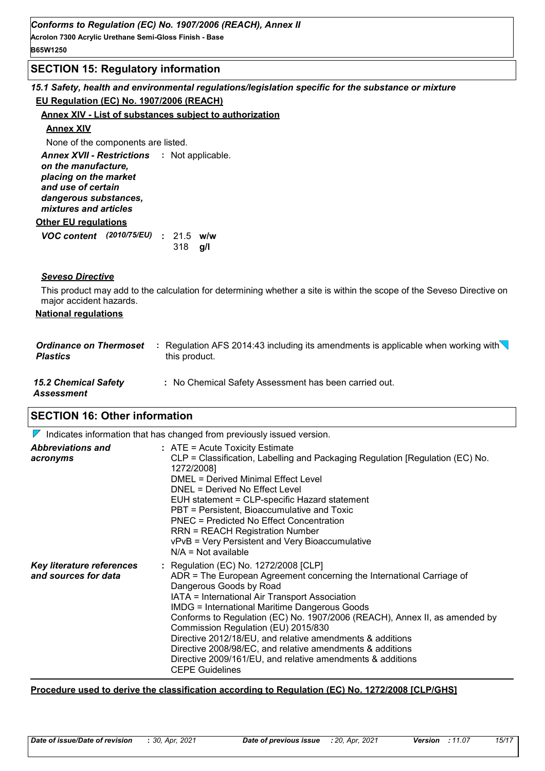## SECTION 15: Regulatory information

### 15.1 Safety, health and environmental regulations/legislation specific for the substance or mixture

**EU Regulation (EC) No. 1907/2006 (REACH)**

**Annex XIV - List of substances subject to authorization**

**Annex XIV**

None of the components are listed.

***Annex XVII - Restrictions on the manufacture, placing on the market and use of certain dangerous substances, mixtures and articles*** : Not applicable.

**Other EU regulations**

***VOC content (2010/75/EU)*** : 21.5 **w/w**
318 **g/l**

***Seveso Directive***

This product may add to the calculation for determining whether a site is within the scope of the Seveso Directive on major accident hazards.

**National regulations**

***Ordinance on Thermoset Plastics*** : Regulation AFS 2014:43 including its amendments is applicable when working with this product.

***15.2 Chemical Safety Assessment*** : No Chemical Safety Assessment has been carried out.

## SECTION 16: Other information

Indicates information that has changed from previously issued version.

***Abbreviations and acronyms*** :
ATE = Acute Toxicity Estimate
CLP = Classification, Labelling and Packaging Regulation [Regulation (EC) No. 1272/2008]
DMEL = Derived Minimal Effect Level
DNEL = Derived No Effect Level
EUH statement = CLP-specific Hazard statement
PBT = Persistent, Bioaccumulative and Toxic
PNEC = Predicted No Effect Concentration
RRN = REACH Registration Number
vPvB = Very Persistent and Very Bioaccumulative
N/A = Not available

***Key literature references and sources for data*** :
Regulation (EC) No. 1272/2008 [CLP]
ADR = The European Agreement concerning the International Carriage of Dangerous Goods by Road
IATA = International Air Transport Association
IMDG = International Maritime Dangerous Goods
Conforms to Regulation (EC) No. 1907/2006 (REACH), Annex II, as amended by Commission Regulation (EU) 2015/830
Directive 2012/18/EU, and relative amendments & additions
Directive 2008/98/EC, and relative amendments & additions
Directive 2009/161/EU, and relative amendments & additions
CEPE Guidelines

**Procedure used to derive the classification according to Regulation (EC) No. 1272/2008 [CLP/GHS]**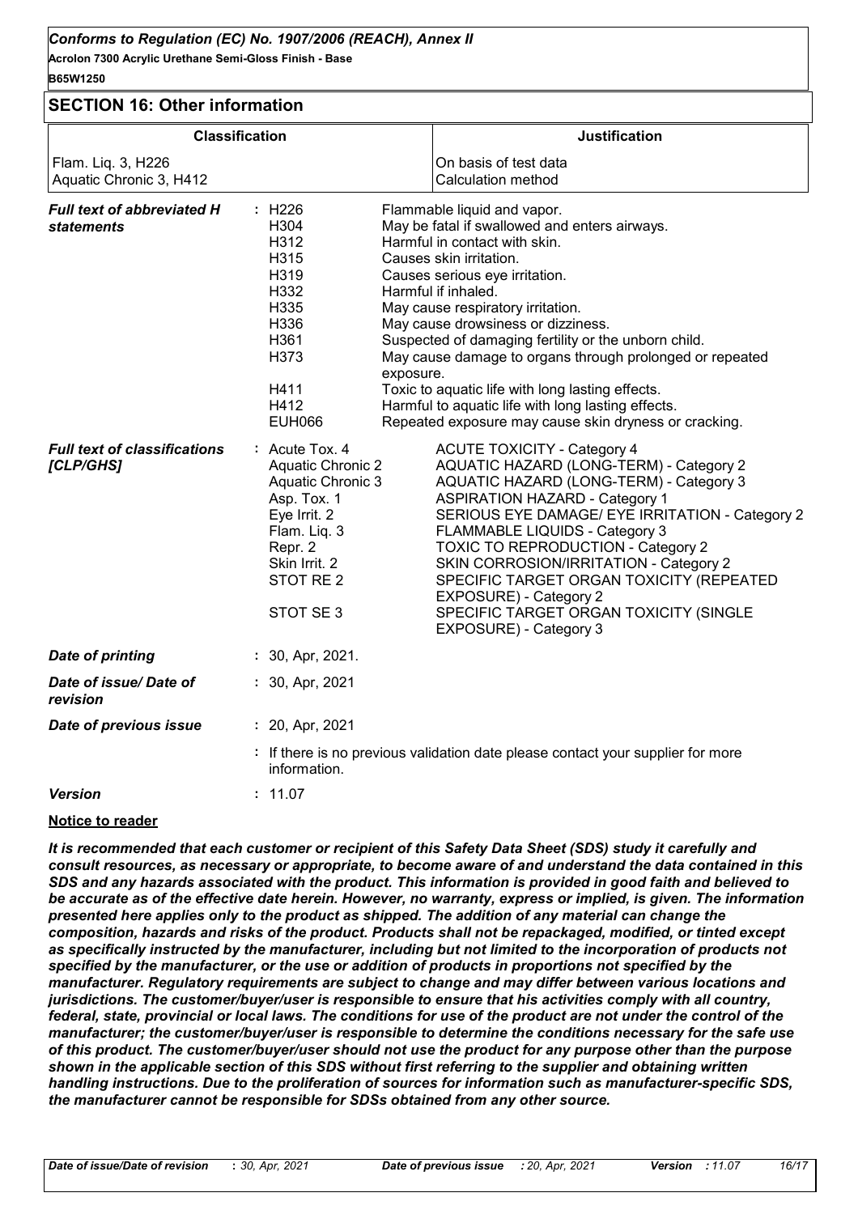## SECTION 16: Other information

| Classification | Justification |
| --- | --- |
| Flam. Liq. 3, H226 | On basis of test data |
| Aquatic Chronic 3, H412 | Calculation method |

***Full text of abbreviated H statements*** :

| Code | Statement |
| --- | --- |
| H226 | Flammable liquid and vapor. |
| H304 | May be fatal if swallowed and enters airways. |
| H312 | Harmful in contact with skin. |
| H315 | Causes skin irritation. |
| H319 | Causes serious eye irritation. |
| H332 | Harmful if inhaled. |
| H335 | May cause respiratory irritation. |
| H336 | May cause drowsiness or dizziness. |
| H361 | Suspected of damaging fertility or the unborn child. |
| H373 | May cause damage to organs through prolonged or repeated exposure. |
| H411 | Toxic to aquatic life with long lasting effects. |
| H412 | Harmful to aquatic life with long lasting effects. |
| EUH066 | Repeated exposure may cause skin dryness or cracking. |

***Full text of classifications [CLP/GHS]*** :

| Code | Classification |
| --- | --- |
| Acute Tox. 4 | ACUTE TOXICITY - Category 4 |
| Aquatic Chronic 2 | AQUATIC HAZARD (LONG-TERM) - Category 2 |
| Aquatic Chronic 3 | AQUATIC HAZARD (LONG-TERM) - Category 3 |
| Asp. Tox. 1 | ASPIRATION HAZARD - Category 1 |
| Eye Irrit. 2 | SERIOUS EYE DAMAGE/ EYE IRRITATION - Category 2 |
| Flam. Liq. 3 | FLAMMABLE LIQUIDS - Category 3 |
| Repr. 2 | TOXIC TO REPRODUCTION - Category 2 |
| Skin Irrit. 2 | SKIN CORROSION/IRRITATION - Category 2 |
| STOT RE 2 | SPECIFIC TARGET ORGAN TOXICITY (REPEATED EXPOSURE) - Category 2 |
| STOT SE 3 | SPECIFIC TARGET ORGAN TOXICITY (SINGLE EXPOSURE) - Category 3 |

***Date of printing*** : 30, Apr, 2021.

***Date of issue/ Date of revision*** : 30, Apr, 2021

***Date of previous issue*** : 20, Apr, 2021

: If there is no previous validation date please contact your supplier for more information.

***Version*** : 11.07

**Notice to reader**

***It is recommended that each customer or recipient of this Safety Data Sheet (SDS) study it carefully and consult resources, as necessary or appropriate, to become aware of and understand the data contained in this SDS and any hazards associated with the product. This information is provided in good faith and believed to be accurate as of the effective date herein. However, no warranty, express or implied, is given. The information presented here applies only to the product as shipped. The addition of any material can change the composition, hazards and risks of the product. Products shall not be repackaged, modified, or tinted except as specifically instructed by the manufacturer, including but not limited to the incorporation of products not specified by the manufacturer, or the use or addition of products in proportions not specified by the manufacturer. Regulatory requirements are subject to change and may differ between various locations and jurisdictions. The customer/buyer/user is responsible to ensure that his activities comply with all country, federal, state, provincial or local laws. The conditions for use of the product are not under the control of the manufacturer; the customer/buyer/user is responsible to determine the conditions necessary for the safe use of this product. The customer/buyer/user should not use the product for any purpose other than the purpose shown in the applicable section of this SDS without first referring to the supplier and obtaining written handling instructions. Due to the proliferation of sources for information such as manufacturer-specific SDS, the manufacturer cannot be responsible for SDSs obtained from any other source.***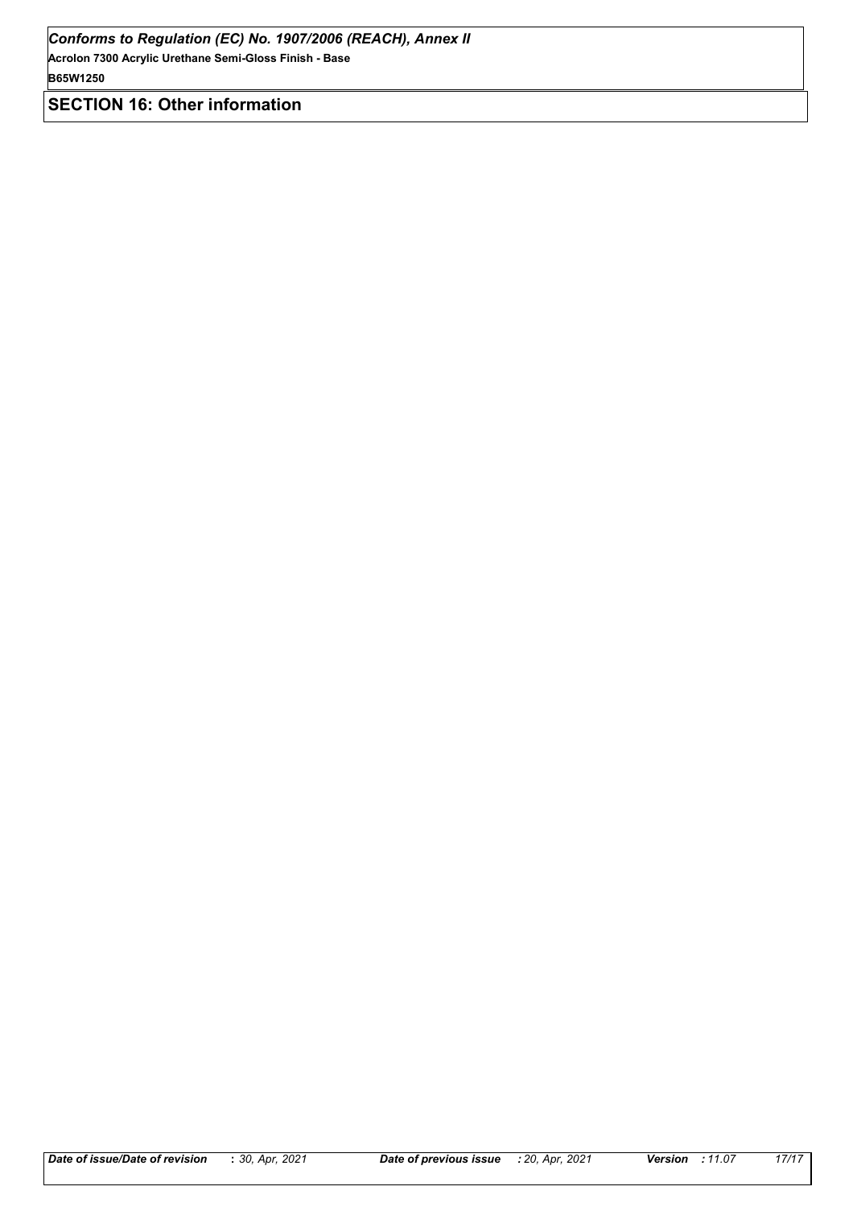## SECTION 16: Other information